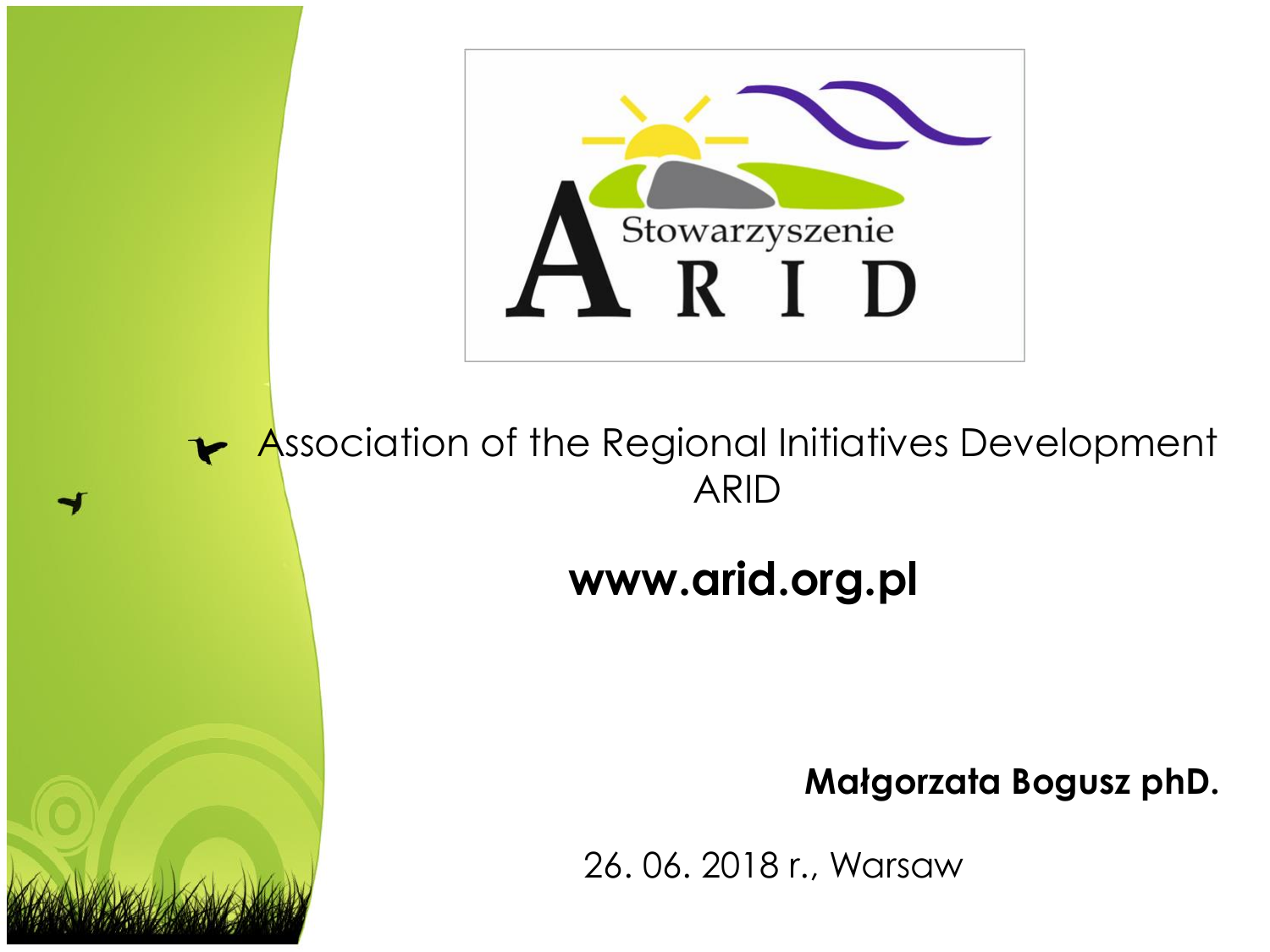Stowarzyszenie ARID

# Association of the Regional Initiatives Development ARID

**www.arid.org.pl**

**Małgorzata Bogusz phD.**

26. 06. 2018 r., Warsaw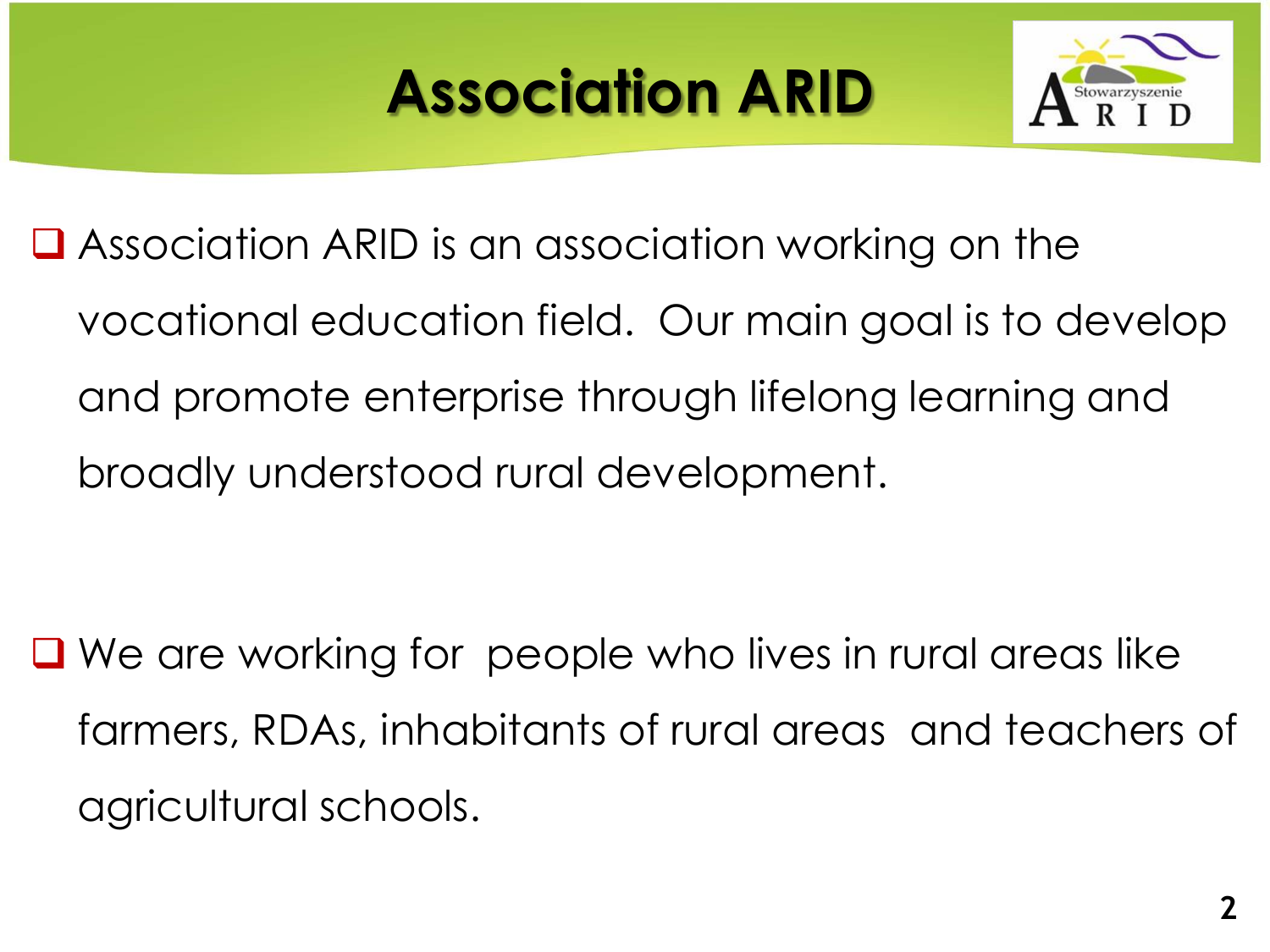# Association ARID

- Association ARID is an association working on the vocational education field. Our main goal is to develop and promote enterprise through lifelong learning and broadly understood rural development.

- We are working for people who lives in rural areas like farmers, RDAs, inhabitants of rural areas and teachers of agricultural schools.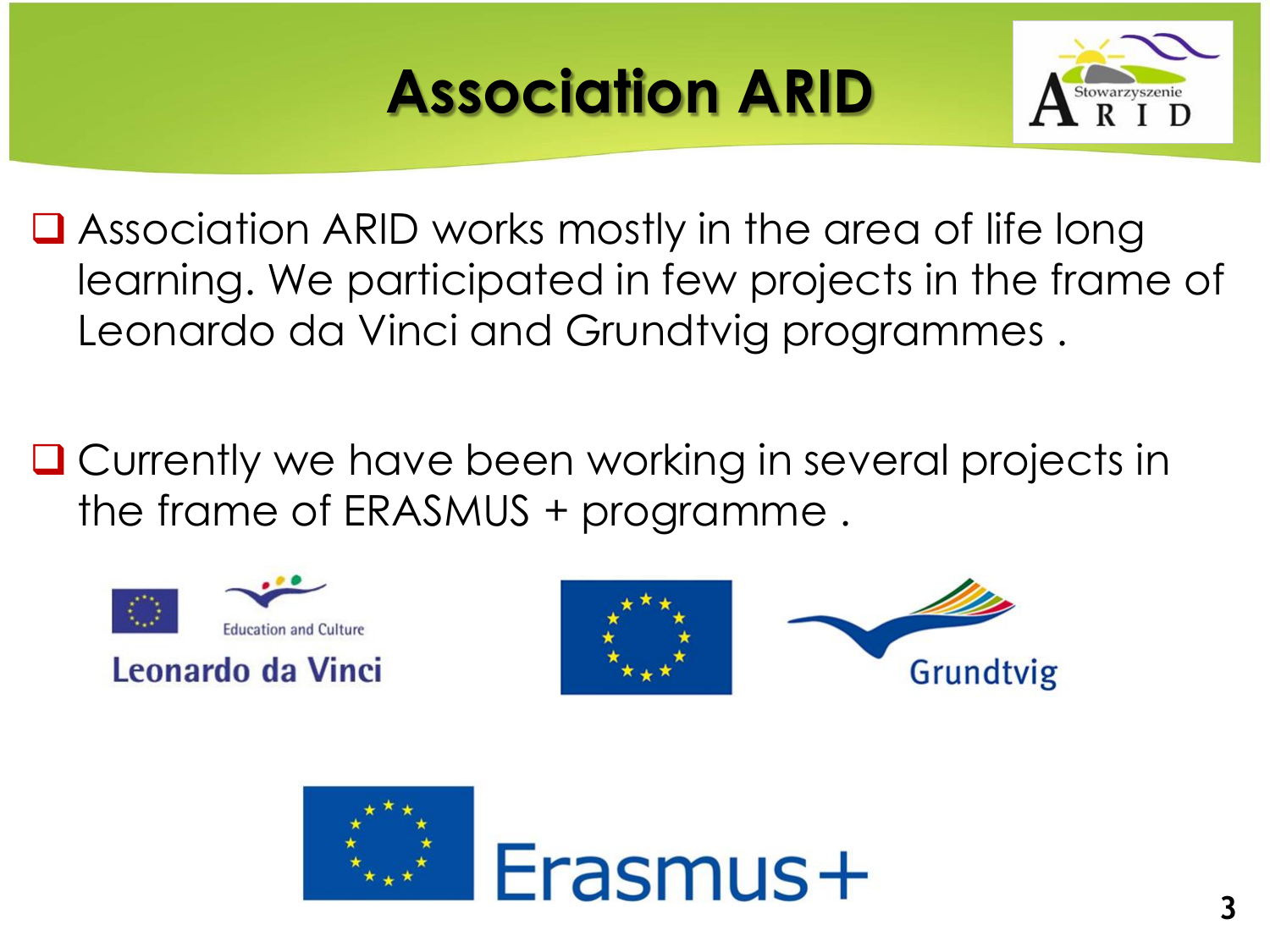# Association ARID

- Association ARID works mostly in the area of life long learning. We participated in few projects in the frame of Leonardo da Vinci and Grundtvig programmes .

- Currently we have been working in several projects in the frame of ERASMUS + programme .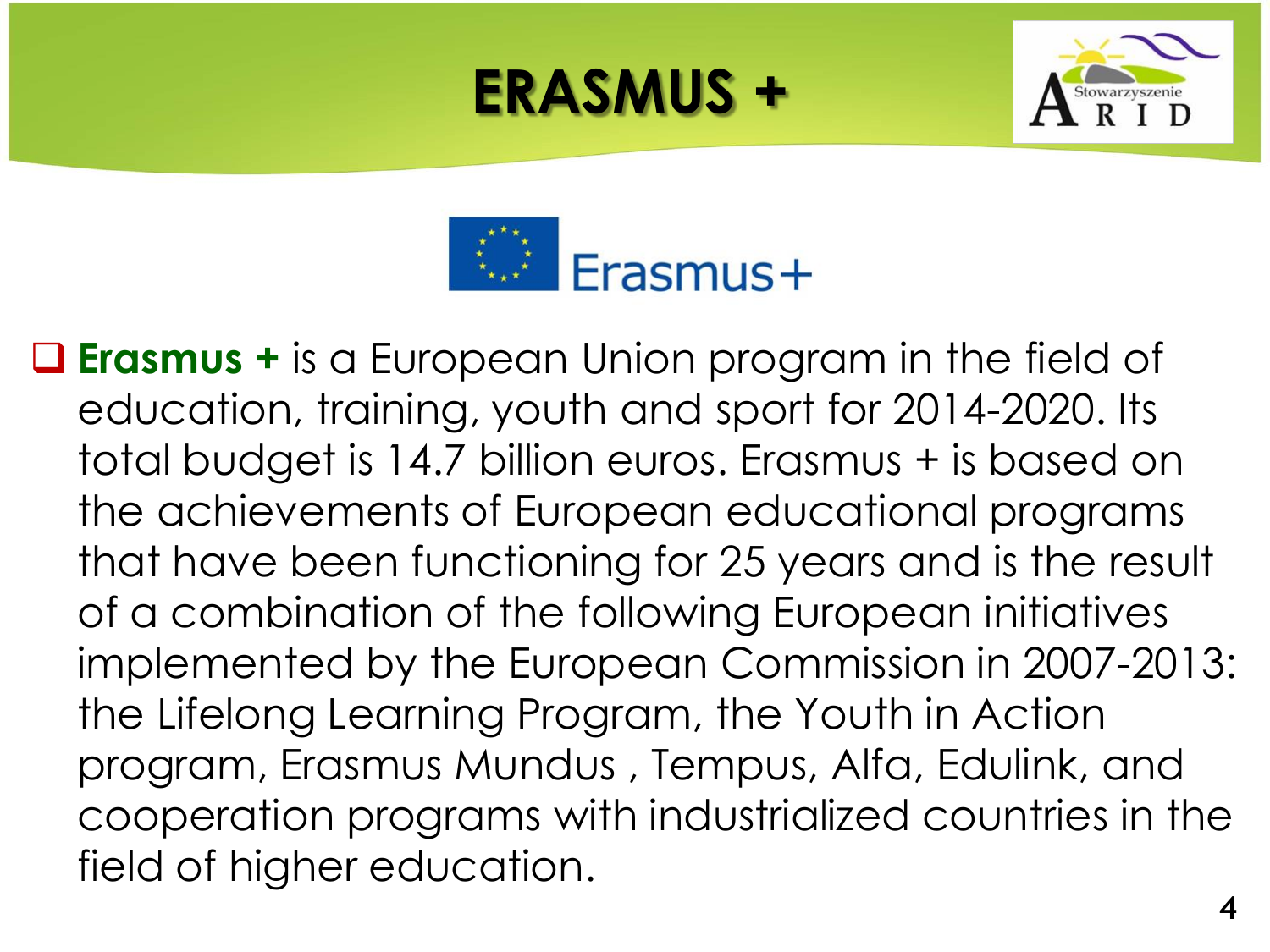# ERASMUS +

Erasmus+

- **Erasmus +** is a European Union program in the field of education, training, youth and sport for 2014-2020. Its total budget is 14.7 billion euros. Erasmus + is based on the achievements of European educational programs that have been functioning for 25 years and is the result of a combination of the following European initiatives implemented by the European Commission in 2007-2013: the Lifelong Learning Program, the Youth in Action program, Erasmus Mundus , Tempus, Alfa, Edulink, and cooperation programs with industrialized countries in the field of higher education.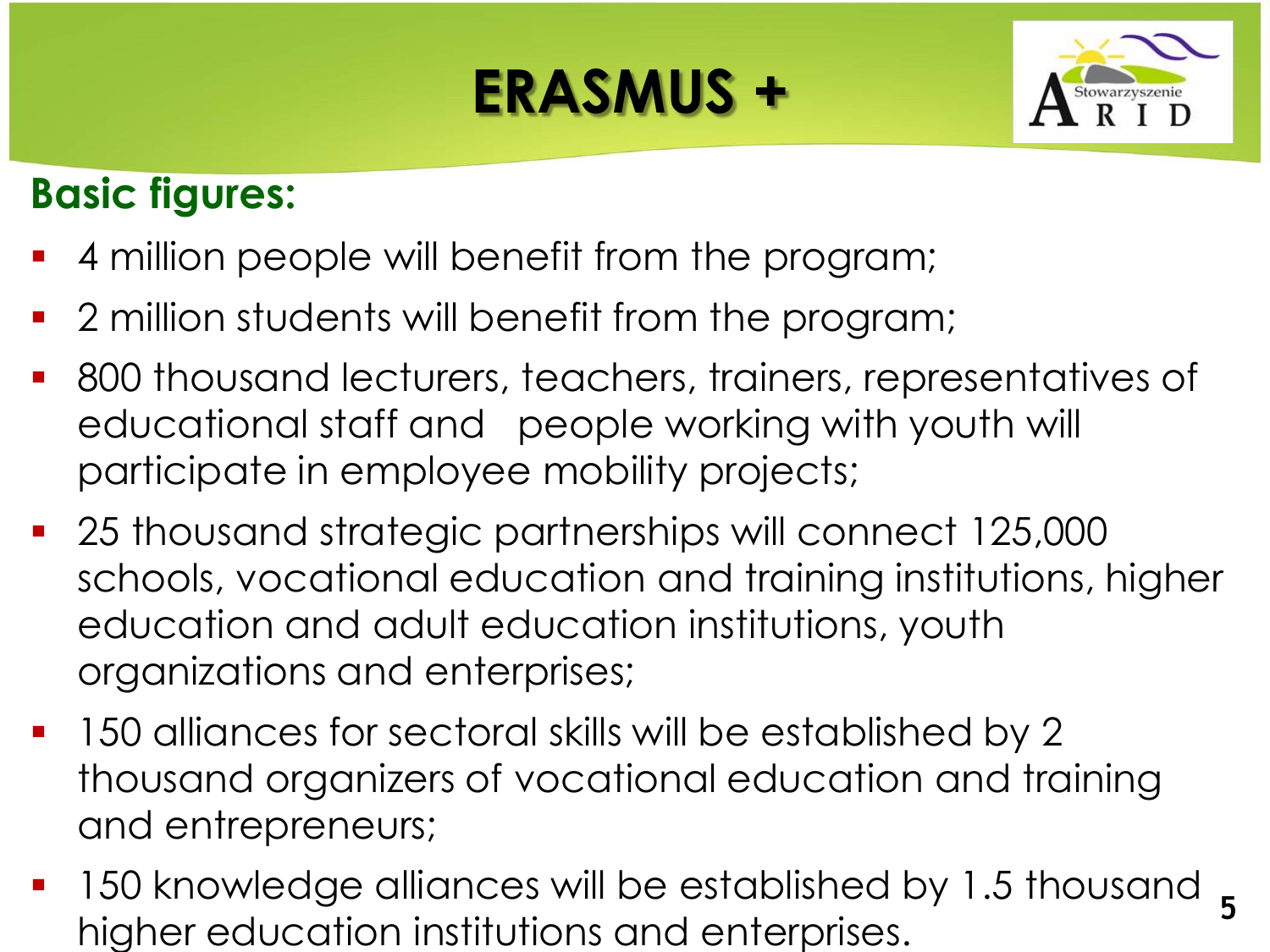# ERASMUS +

## Basic figures:

- 4 million people will benefit from the program;
- 2 million students will benefit from the program;
- 800 thousand lecturers, teachers, trainers, representatives of educational staff and people working with youth will participate in employee mobility projects;
- 25 thousand strategic partnerships will connect 125,000 schools, vocational education and training institutions, higher education and adult education institutions, youth organizations and enterprises;
- 150 alliances for sectoral skills will be established by 2 thousand organizers of vocational education and training and entrepreneurs;
- 150 knowledge alliances will be established by 1.5 thousand higher education institutions and enterprises.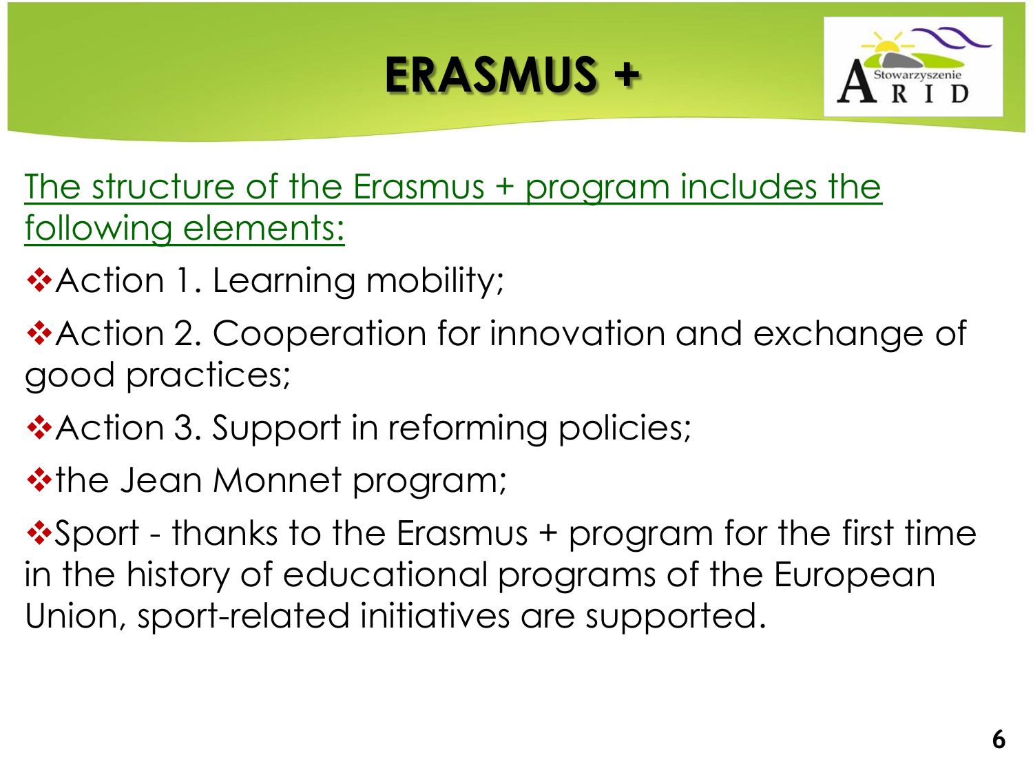# ERASMUS +

The structure of the Erasmus + program includes the following elements:

- Action 1. Learning mobility;
- Action 2. Cooperation for innovation and exchange of good practices;
- Action 3. Support in reforming policies;
- the Jean Monnet program;
- Sport - thanks to the Erasmus + program for the first time in the history of educational programs of the European Union, sport-related initiatives are supported.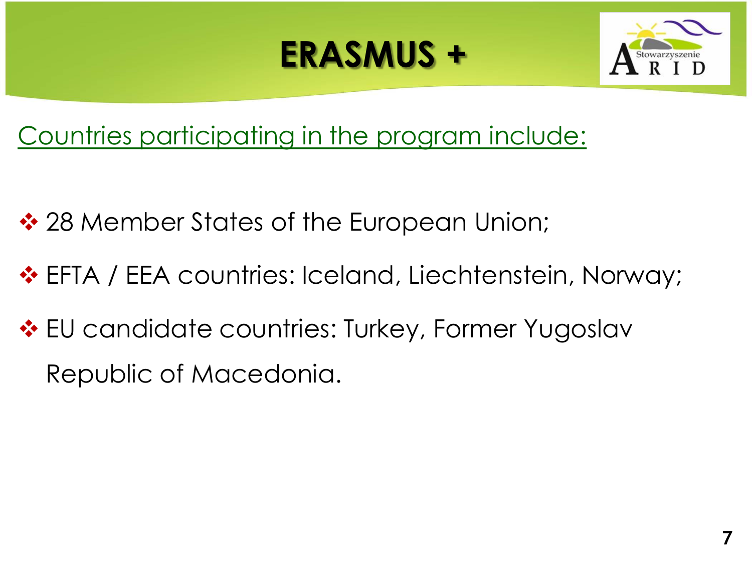# ERASMUS +

Countries participating in the program include:

- 28 Member States of the European Union;
- EFTA / EEA countries: Iceland, Liechtenstein, Norway;
- EU candidate countries: Turkey, Former Yugoslav Republic of Macedonia.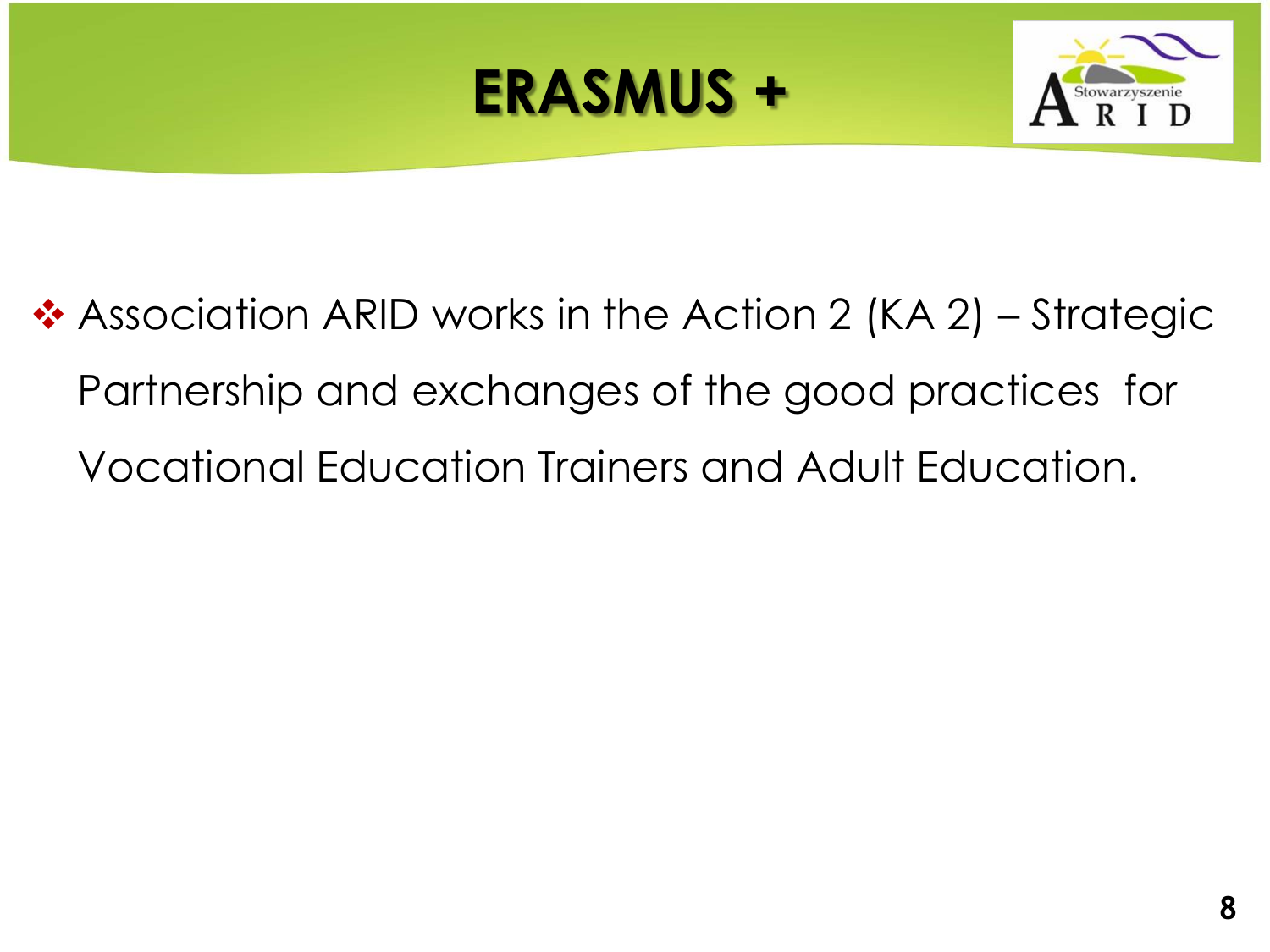# ERASMUS +

- Association ARID works in the Action 2 (KA 2) – Strategic Partnership and exchanges of the good practices for Vocational Education Trainers and Adult Education.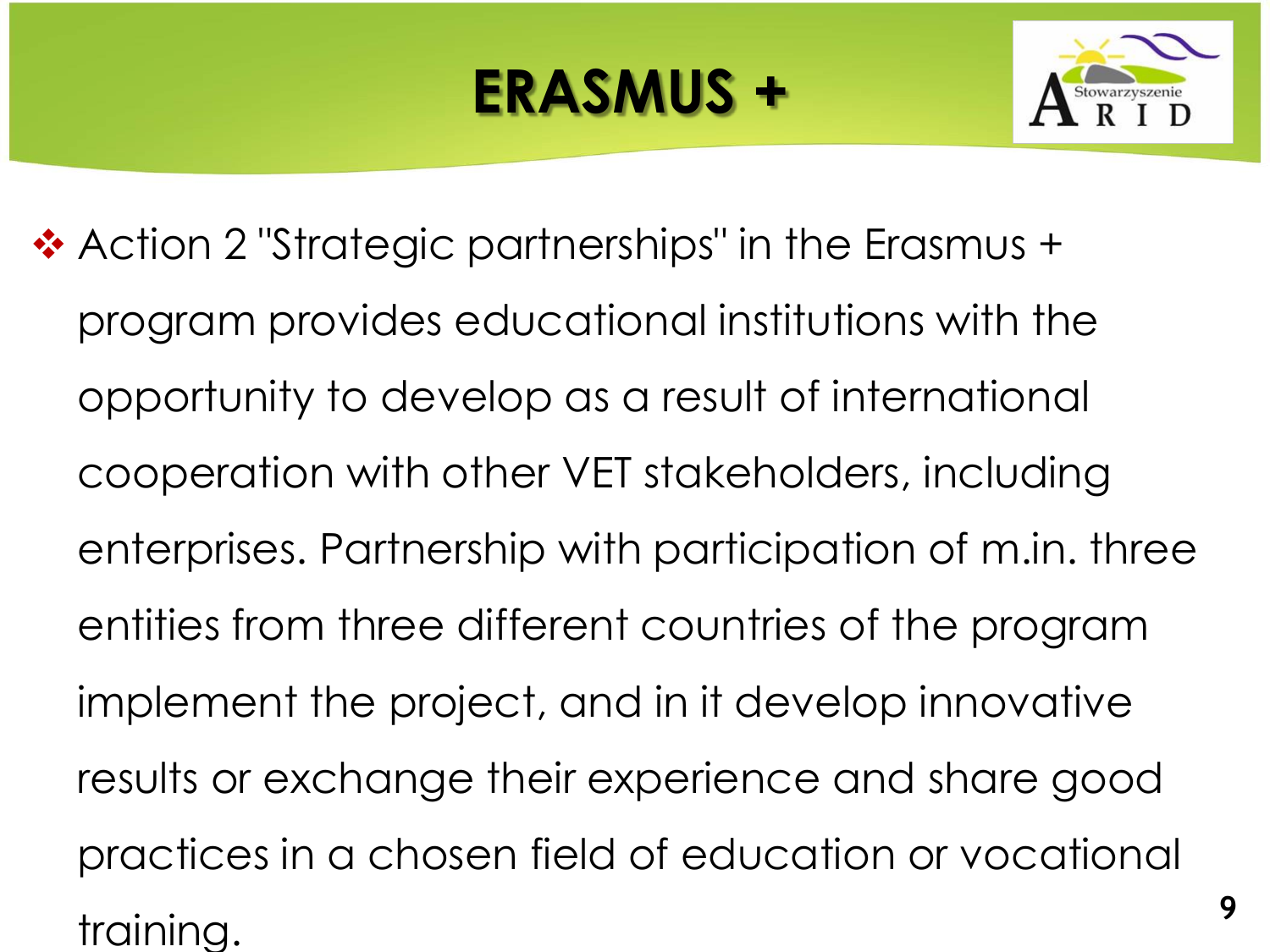# ERASMUS +

- Action 2 "Strategic partnerships" in the Erasmus + program provides educational institutions with the opportunity to develop as a result of international cooperation with other VET stakeholders, including enterprises. Partnership with participation of m.in. three entities from three different countries of the program implement the project, and in it develop innovative results or exchange their experience and share good practices in a chosen field of education or vocational training.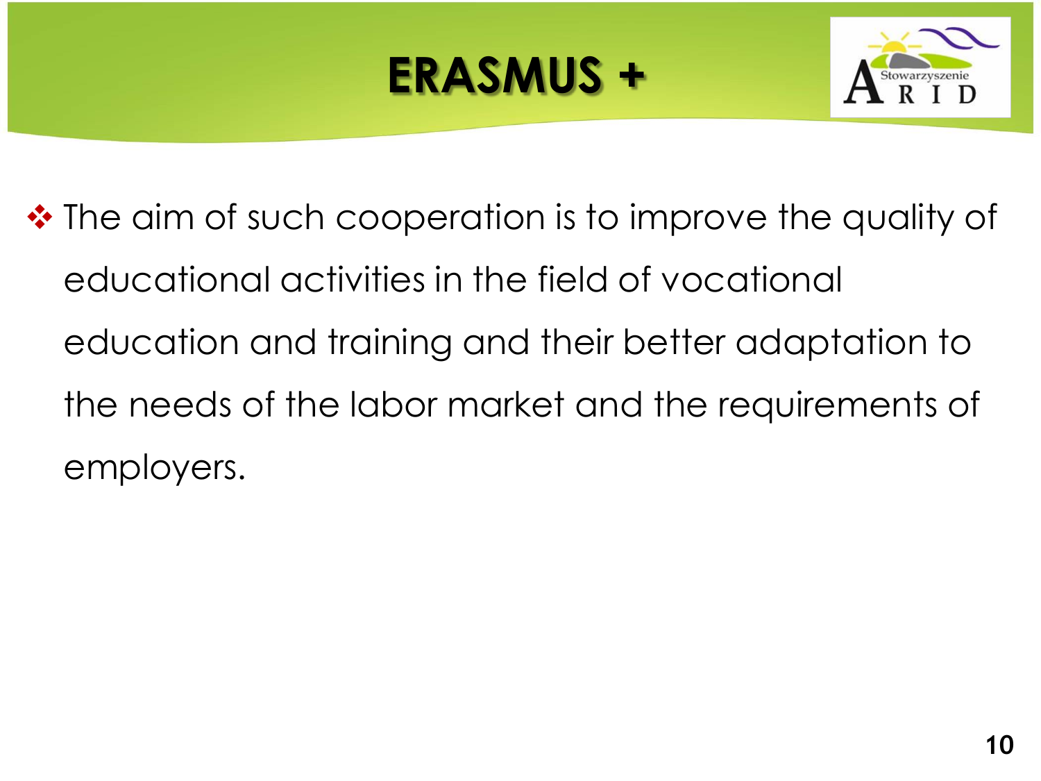# ERASMUS +

- The aim of such cooperation is to improve the quality of educational activities in the field of vocational education and training and their better adaptation to the needs of the labor market and the requirements of employers.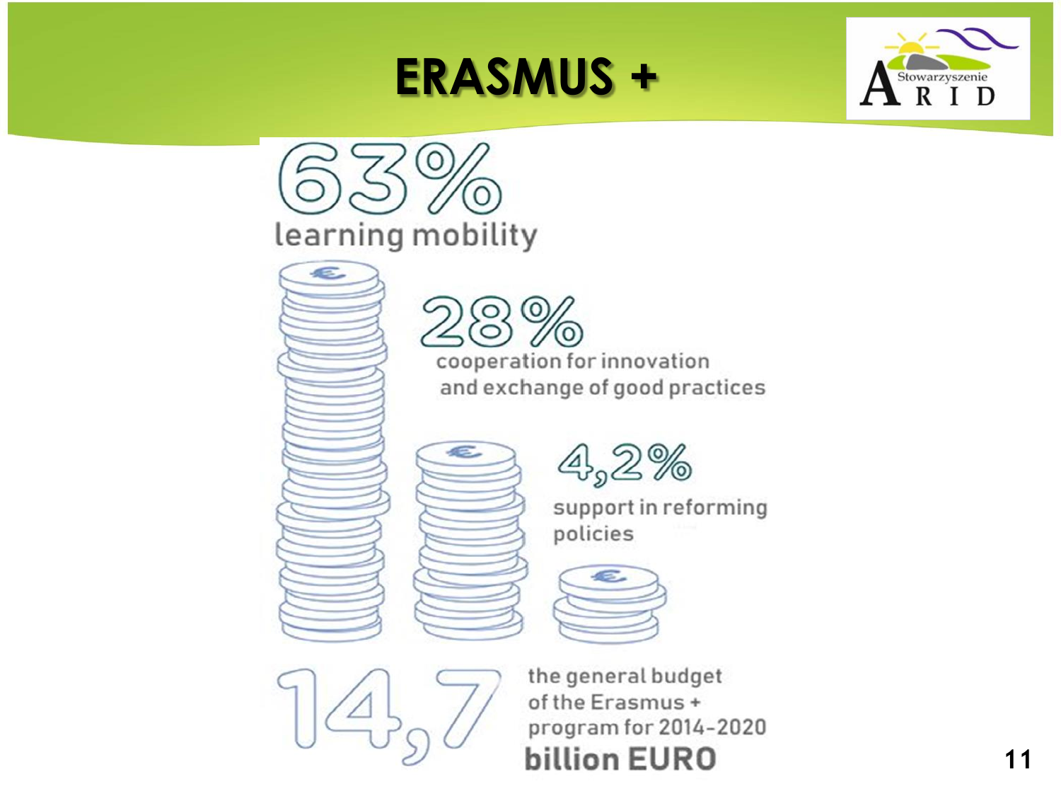# ERASMUS +

Stowarzyszenie ARID

63%
learning mobility

28%
cooperation for innovation and exchange of good practices

4,2%
support in reforming policies

14,7
the general budget of the Erasmus + program for 2014-2020
**billion EURO**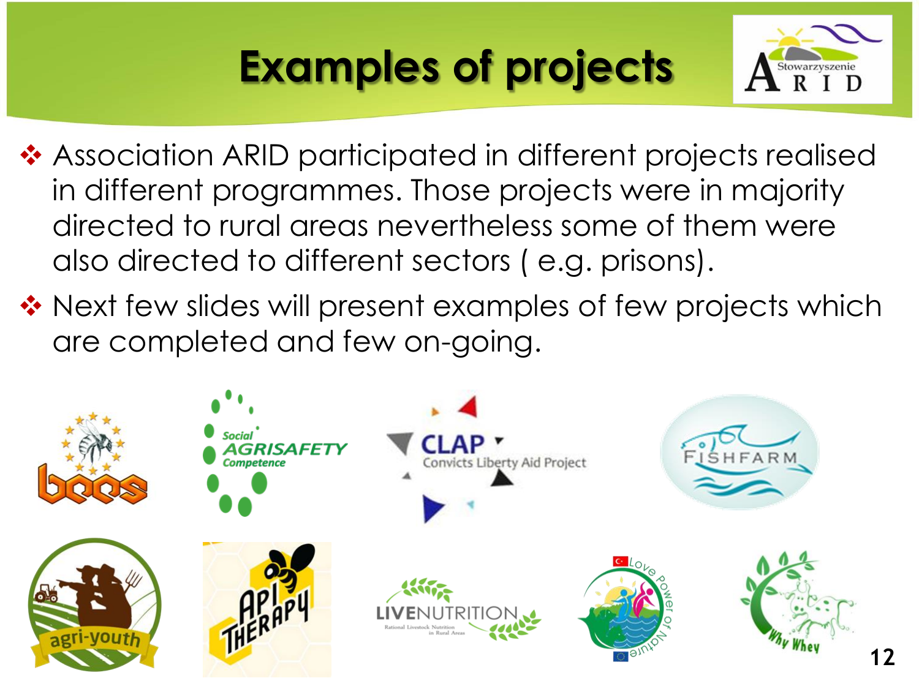# Examples of projects

- Association ARID participated in different projects realised in different programmes. Those projects were in majority directed to rural areas nevertheless some of them were also directed to different sectors ( e.g. prisons).
- Next few slides will present examples of few projects which are completed and few on-going.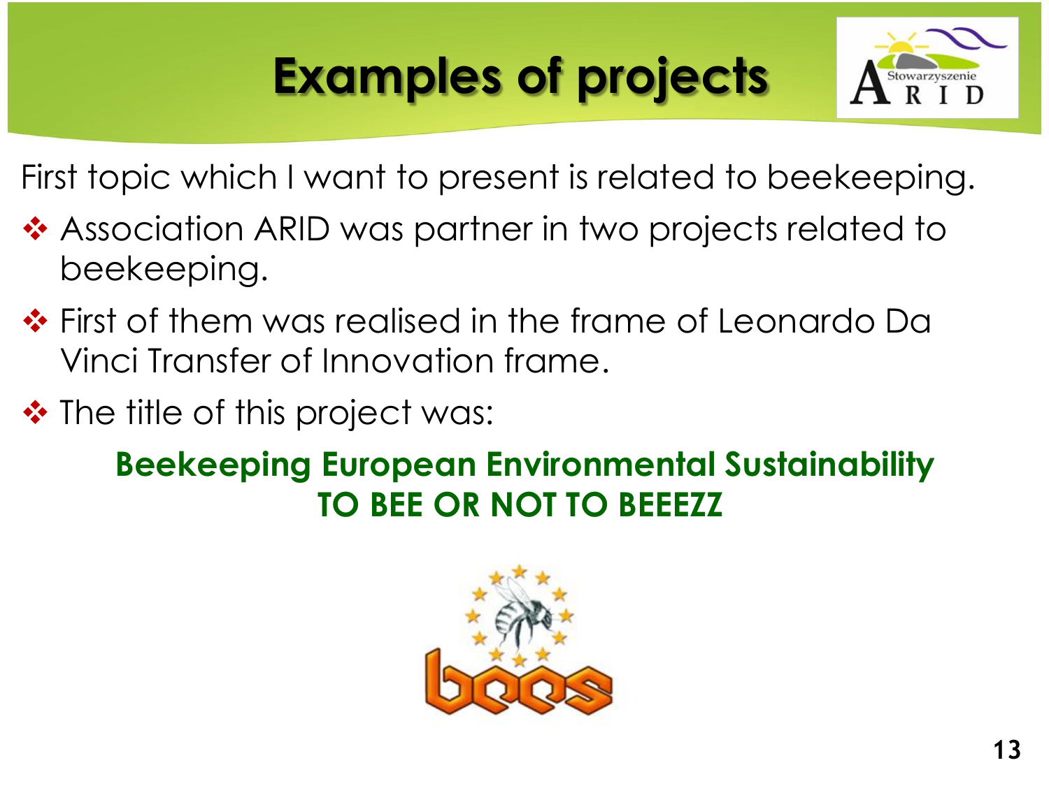# Examples of projects

First topic which I want to present is related to beekeeping.

- Association ARID was partner in two projects related to beekeeping.
- First of them was realised in the frame of Leonardo Da Vinci Transfer of Innovation frame.
- The title of this project was:

**Beekeeping European Environmental Sustainability**
**TO BEE OR NOT TO BEEEZZ**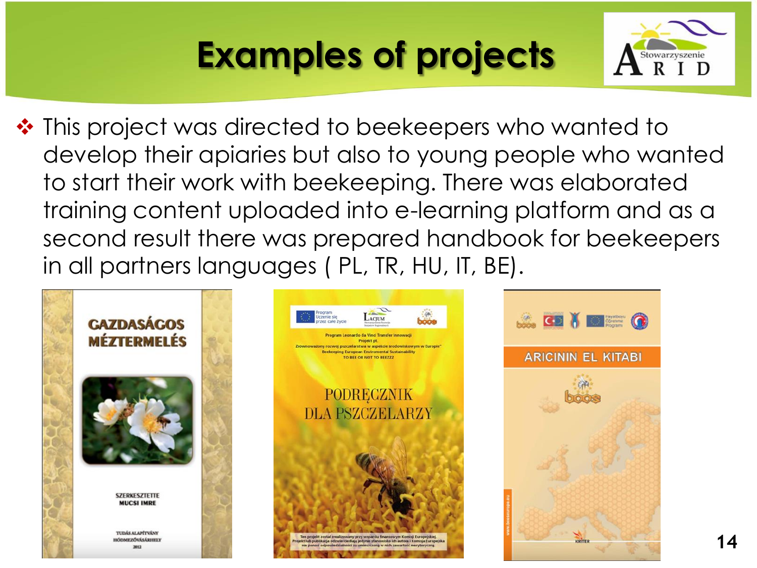# Examples of projects

- This project was directed to beekeepers who wanted to develop their apiaries but also to young people who wanted to start their work with beekeeping. There was elaborated training content uploaded into e-learning platform and as a second result there was prepared handbook for beekeepers in all partners languages ( PL, TR, HU, IT, BE).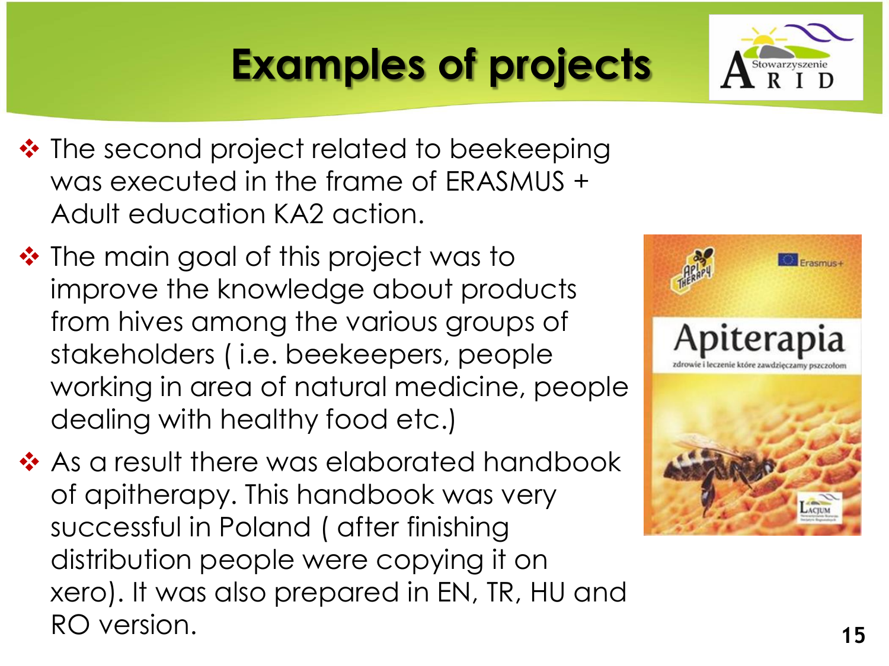# Examples of projects

- The second project related to beekeeping was executed in the frame of ERASMUS + Adult education KA2 action.
- The main goal of this project was to improve the knowledge about products from hives among the various groups of stakeholders ( i.e. beekeepers, people working in area of natural medicine, people dealing with healthy food etc.)
- As a result there was elaborated handbook of apitherapy. This handbook was very successful in Poland ( after finishing distribution people were copying it on xero). It was also prepared in EN, TR, HU and RO version.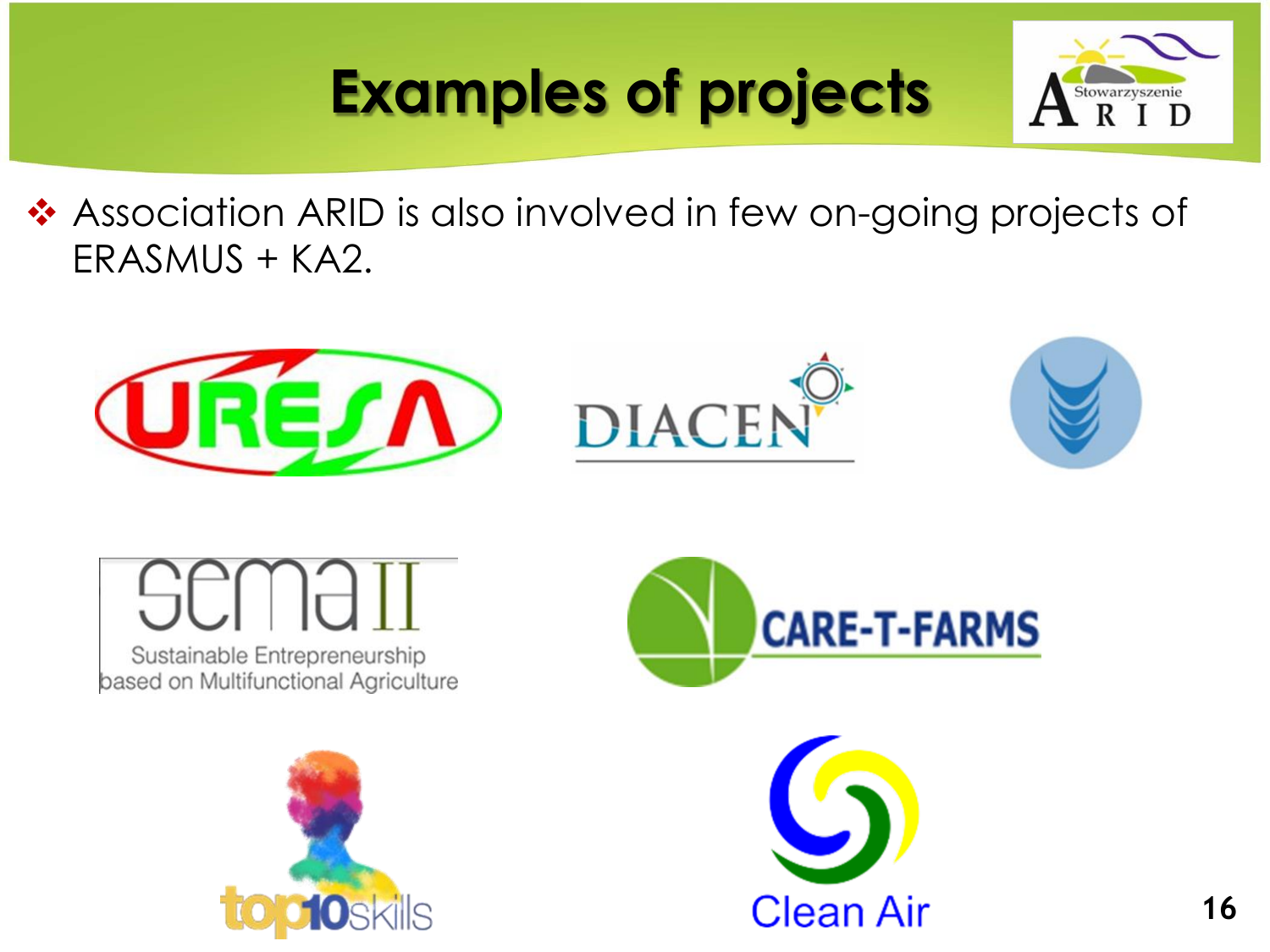# Examples of projects

- Association ARID is also involved in few on-going projects of ERASMUS + KA2.

URESA

DIACEN

sema II

Sustainable Entrepreneurship based on Multifunctional Agriculture

CARE-T-FARMS

top10skills

Clean Air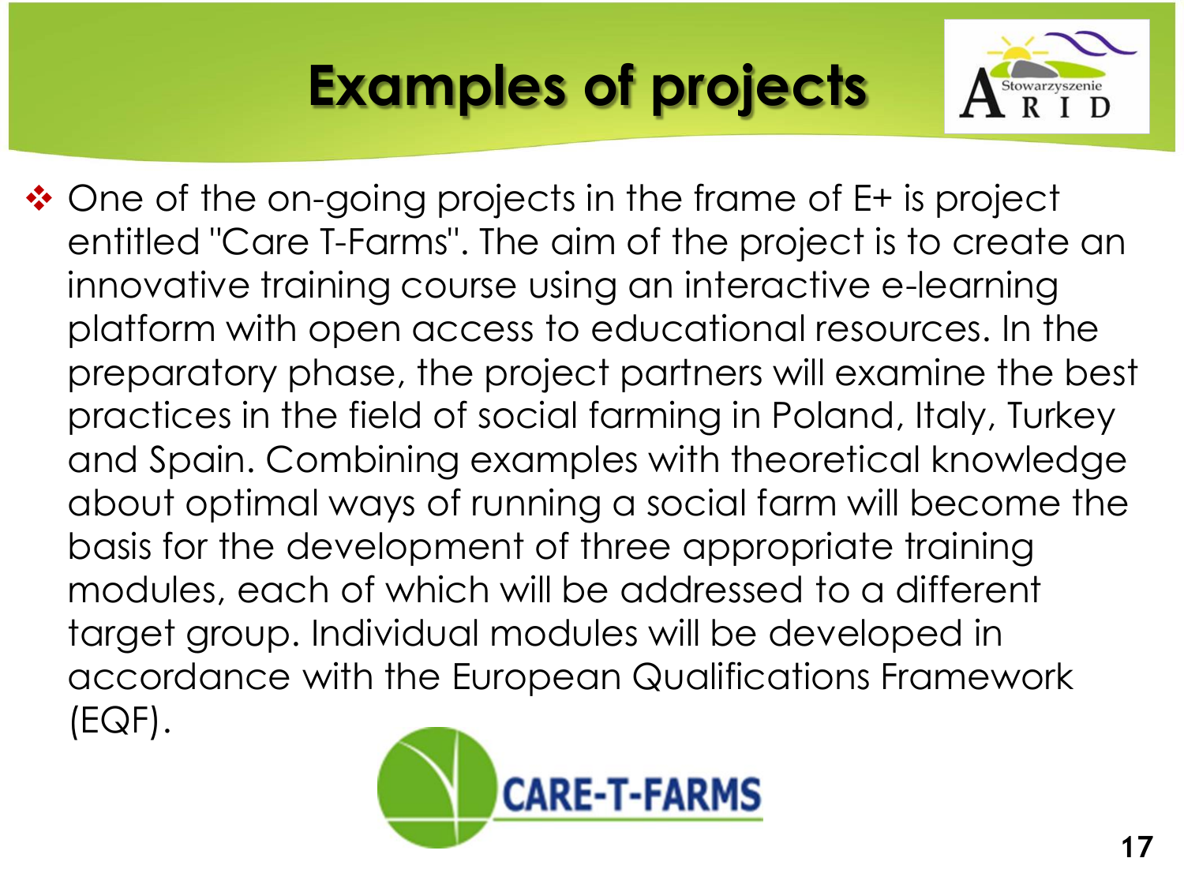# Examples of projects

- One of the on-going projects in the frame of E+ is project entitled "Care T-Farms". The aim of the project is to create an innovative training course using an interactive e-learning platform with open access to educational resources. In the preparatory phase, the project partners will examine the best practices in the field of social farming in Poland, Italy, Turkey and Spain. Combining examples with theoretical knowledge about optimal ways of running a social farm will become the basis for the development of three appropriate training modules, each of which will be addressed to a different target group. Individual modules will be developed in accordance with the European Qualifications Framework (EQF).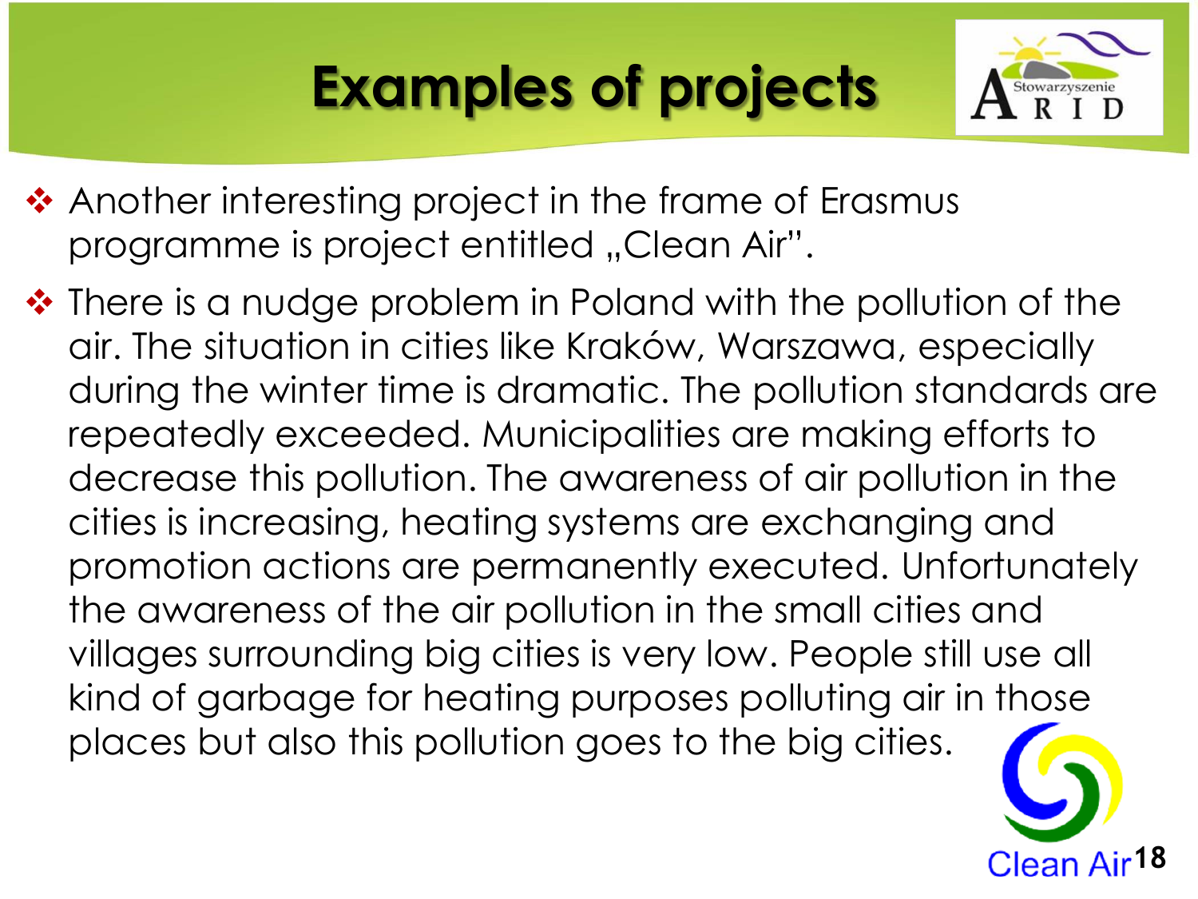# Examples of projects

- Another interesting project in the frame of Erasmus programme is project entitled „Clean Air”.
- There is a nudge problem in Poland with the pollution of the air. The situation in cities like Kraków, Warszawa, especially during the winter time is dramatic. The pollution standards are repeatedly exceeded. Municipalities are making efforts to decrease this pollution. The awareness of air pollution in the cities is increasing, heating systems are exchanging and promotion actions are permanently executed. Unfortunately the awareness of the air pollution in the small cities and villages surrounding big cities is very low. People still use all kind of garbage for heating purposes polluting air in those places but also this pollution goes to the big cities.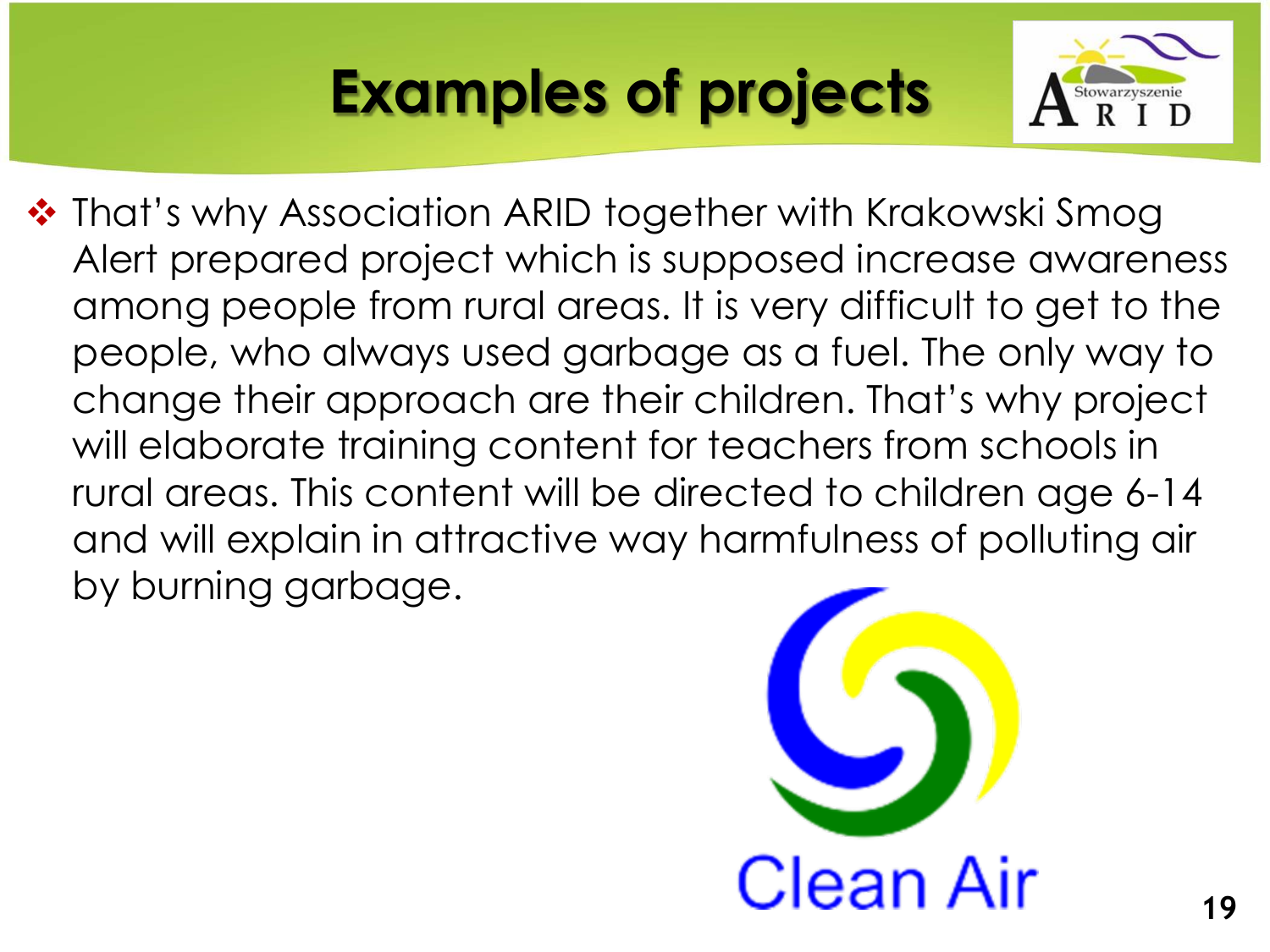# Examples of projects

- That's why Association ARID together with Krakowski Smog Alert prepared project which is supposed increase awareness among people from rural areas. It is very difficult to get to the people, who always used garbage as a fuel. The only way to change their approach are their children. That's why project will elaborate training content for teachers from schools in rural areas. This content will be directed to children age 6-14 and will explain in attractive way harmfulness of polluting air by burning garbage.

Clean Air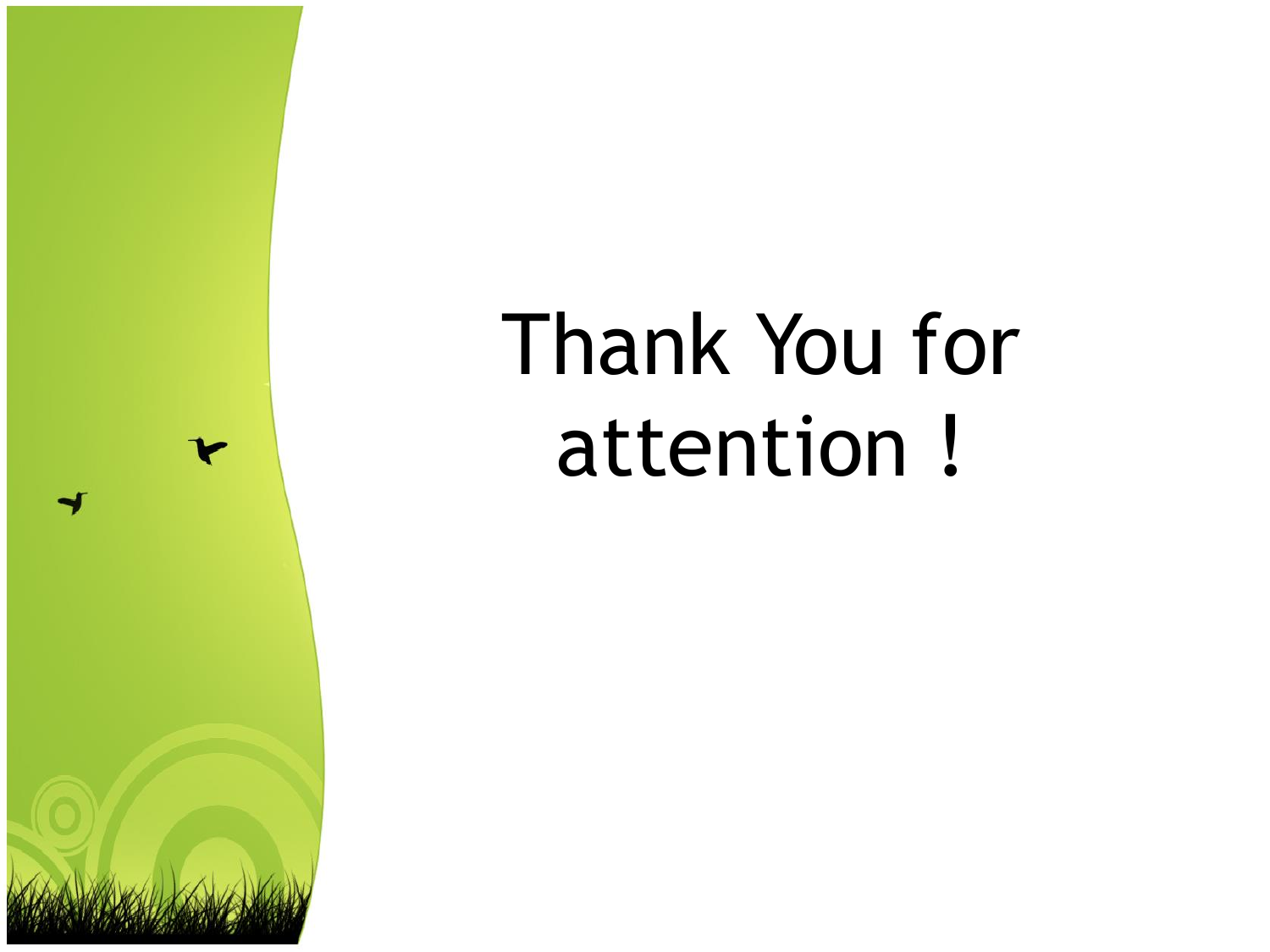# Thank You for attention !